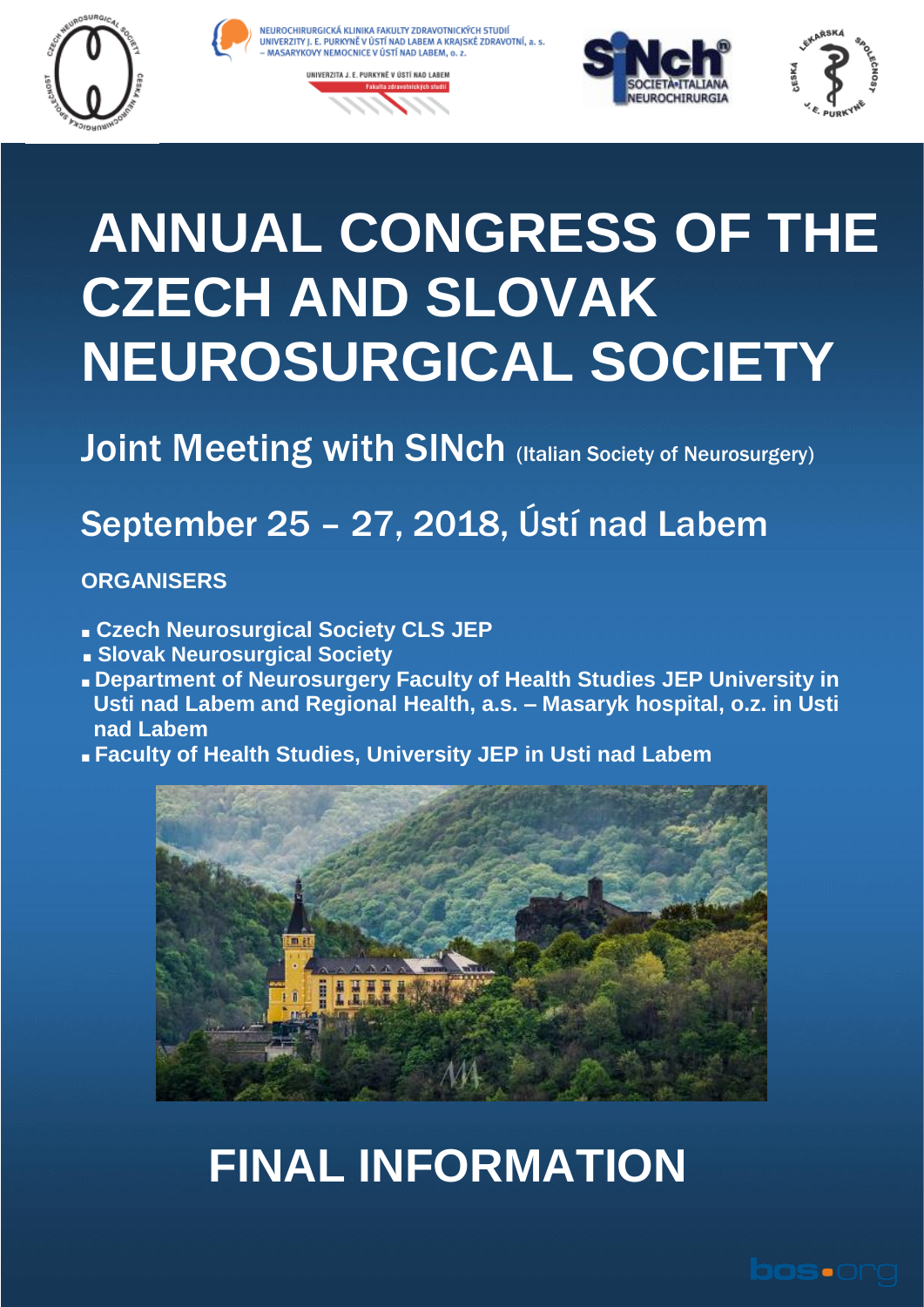NEUROCHIRURGICKÁ KLINIKA FAKULTY ZDRAVOTNICKÝCH STUDIÍ UNIVERZITY J. E. PURKYNĚ V ÚSTÍ NAD LABEM A KRAJSKÉ ZDRAVOTNÍ, a. s. – MASARYKOVY NEMOCNICE V ÚSTÍ NAD LABEM, o. z.

UNIVERZITA J. E. PURKYNĚ V ÚSTÍ NAD LABEM
Fakulta zdravotnických studií

SINch SOCIETÀ ITALIANA NEUROCHIRURGIA

# ANNUAL CONGRESS OF THE CZECH AND SLOVAK NEUROSURGICAL SOCIETY

## Joint Meeting with SINch (Italian Society of Neurosurgery)

## September 25 – 27, 2018, Ústí nad Labem

**ORGANISERS**

- **Czech Neurosurgical Society CLS JEP**
- **Slovak Neurosurgical Society**
- **Department of Neurosurgery Faculty of Health Studies JEP University in Usti nad Labem and Regional Health, a.s. – Masaryk hospital, o.z. in Usti nad Labem**
- **Faculty of Health Studies, University JEP in Usti nad Labem**

# FINAL INFORMATION

bos.org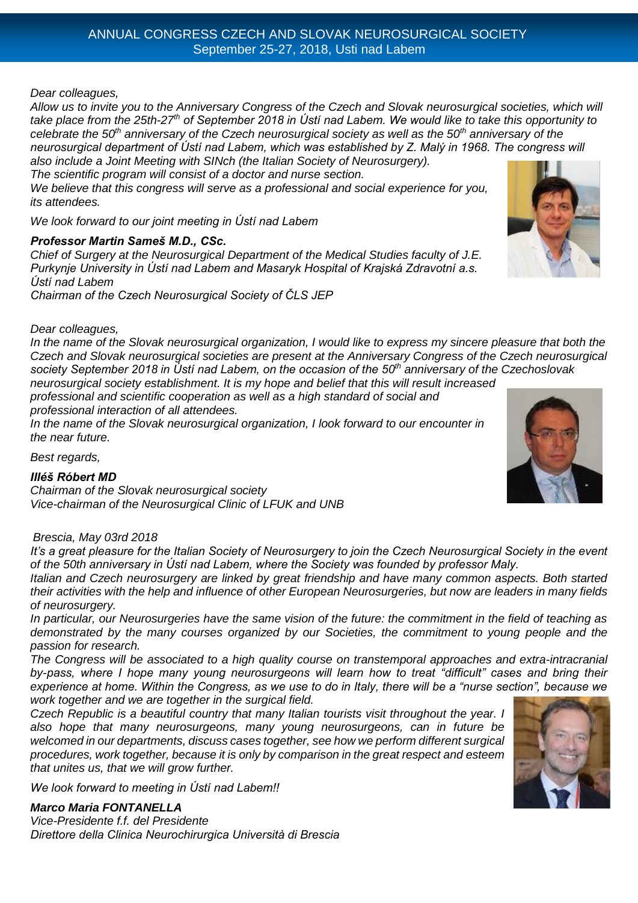*Dear colleagues,*

*Allow us to invite you to the Anniversary Congress of the Czech and Slovak neurosurgical societies, which will take place from the 25th-27th of September 2018 in Ústí nad Labem. We would like to take this opportunity to celebrate the 50th anniversary of the Czech neurosurgical society as well as the 50th anniversary of the neurosurgical department of Ústí nad Labem, which was established by Z. Malý in 1968. The congress will also include a Joint Meeting with SINch (the Italian Society of Neurosurgery).*

*The scientific program will consist of a doctor and nurse section.*

*We believe that this congress will serve as a professional and social experience for you, its attendees.*

*We look forward to our joint meeting in Ústí nad Labem*

***Professor Martin Sameš M.D., CSc.***
*Chief of Surgery at the Neurosurgical Department of the Medical Studies faculty of J.E. Purkynje University in Ústí nad Labem and Masaryk Hospital of Krajská Zdravotní a.s. Ústí nad Labem*
*Chairman of the Czech Neurosurgical Society of ČLS JEP*

*Dear colleagues,*

*In the name of the Slovak neurosurgical organization, I would like to express my sincere pleasure that both the Czech and Slovak neurosurgical societies are present at the Anniversary Congress of the Czech neurosurgical society September 2018 in Ústí nad Labem, on the occasion of the 50th anniversary of the Czechoslovak neurosurgical society establishment. It is my hope and belief that this will result increased professional and scientific cooperation as well as a high standard of social and professional interaction of all attendees.*

*In the name of the Slovak neurosurgical organization, I look forward to our encounter in the near future.*

*Best regards,*

***Illéš Róbert MD***
*Chairman of the Slovak neurosurgical society*
*Vice-chairman of the Neurosurgical Clinic of LFUK and UNB*

*Brescia, May 03rd 2018*

*It's a great pleasure for the Italian Society of Neurosurgery to join the Czech Neurosurgical Society in the event of the 50th anniversary in Ústí nad Labem, where the Society was founded by professor Maly.*

*Italian and Czech neurosurgery are linked by great friendship and have many common aspects. Both started their activities with the help and influence of other European Neurosurgeries, but now are leaders in many fields of neurosurgery.*

*In particular, our Neurosurgeries have the same vision of the future: the commitment in the field of teaching as demonstrated by the many courses organized by our Societies, the commitment to young people and the passion for research.*

*The Congress will be associated to a high quality course on transtemporal approaches and extra-intracranial by-pass, where I hope many young neurosurgeons will learn how to treat "difficult" cases and bring their experience at home. Within the Congress, as we use to do in Italy, there will be a "nurse section", because we work together and we are together in the surgical field.*

*Czech Republic is a beautiful country that many Italian tourists visit throughout the year. I also hope that many neurosurgeons, many young neurosurgeons, can in future be welcomed in our departments, discuss cases together, see how we perform different surgical procedures, work together, because it is only by comparison in the great respect and esteem that unites us, that we will grow further.*

*We look forward to meeting in Ústí nad Labem!!*

***Marco Maria FONTANELLA***
*Vice-Presidente f.f. del Presidente*
*Direttore della Clinica Neurochirurgica Università di Brescia*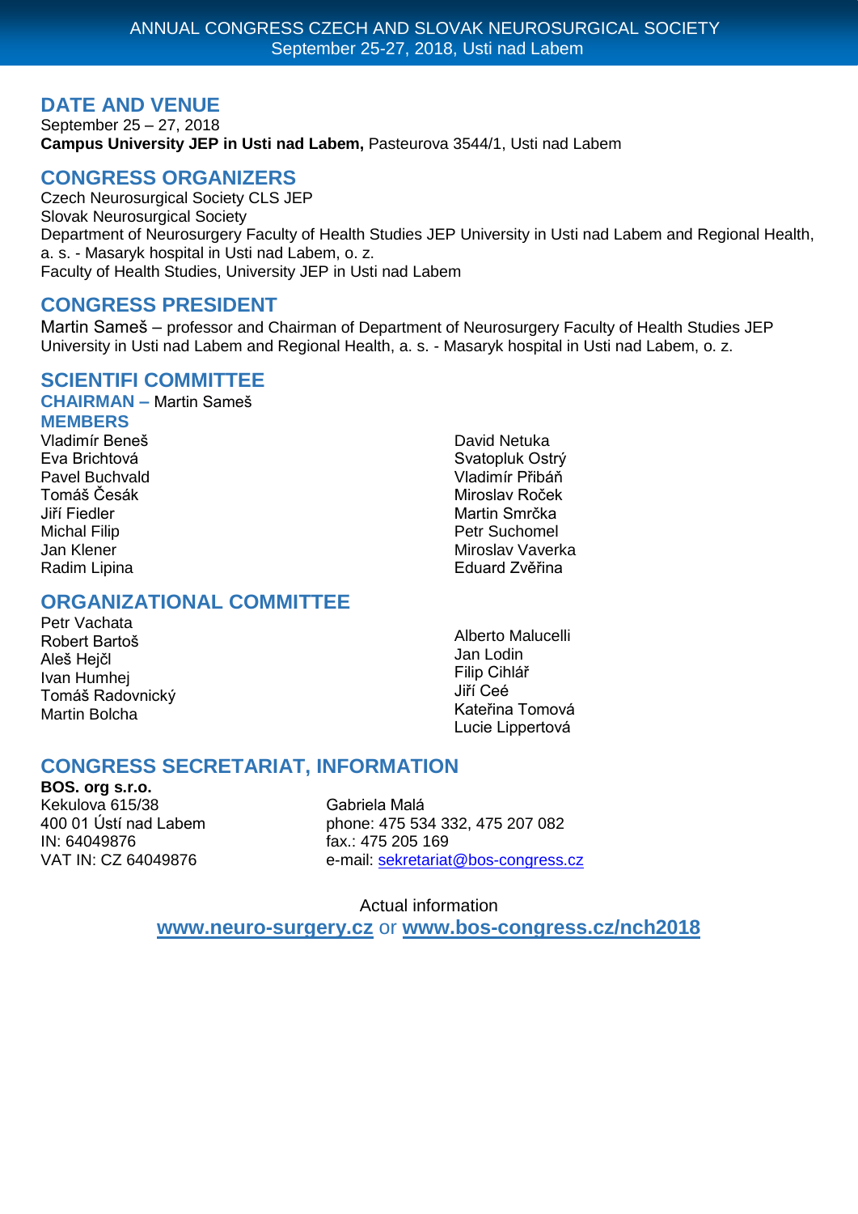## DATE AND VENUE

September 25 – 27, 2018
**Campus University JEP in Usti nad Labem,** Pasteurova 3544/1, Usti nad Labem

## CONGRESS ORGANIZERS

Czech Neurosurgical Society CLS JEP
Slovak Neurosurgical Society
Department of Neurosurgery Faculty of Health Studies JEP University in Usti nad Labem and Regional Health, a. s. - Masaryk hospital in Usti nad Labem, o. z.
Faculty of Health Studies, University JEP in Usti nad Labem

## CONGRESS PRESIDENT

Martin Sameš – professor and Chairman of Department of Neurosurgery Faculty of Health Studies JEP University in Usti nad Labem and Regional Health, a. s. - Masaryk hospital in Usti nad Labem, o. z.

## SCIENTIFI COMMITTEE

### CHAIRMAN – Martin Sameš

### MEMBERS

Vladimír Beneš
Eva Brichtová
Pavel Buchvald
Tomáš Česák
Jiří Fiedler
Michal Filip
Jan Klener
Radim Lipina
David Netuka
Svatopluk Ostrý
Vladimír Přibáň
Miroslav Roček
Martin Smrčka
Petr Suchomel
Miroslav Vaverka
Eduard Zvěřina

## ORGANIZATIONAL COMMITTEE

Petr Vachata
Robert Bartoš
Aleš Hejčl
Ivan Humhej
Tomáš Radovnický
Martin Bolcha
Alberto Malucelli
Jan Lodin
Filip Cihlář
Jiří Ceé
Kateřina Tomová
Lucie Lippertová

## CONGRESS SECRETARIAT, INFORMATION

**BOS. org s.r.o.**
Kekulova 615/38
400 01 Ústí nad Labem
IN: 64049876
VAT IN: CZ 64049876

Gabriela Malá
phone: 475 534 332, 475 207 082
fax.: 475 205 169
e-mail: sekretariat@bos-congress.cz

Actual information
**www.neuro-surgery.cz** or **www.bos-congress.cz/nch2018**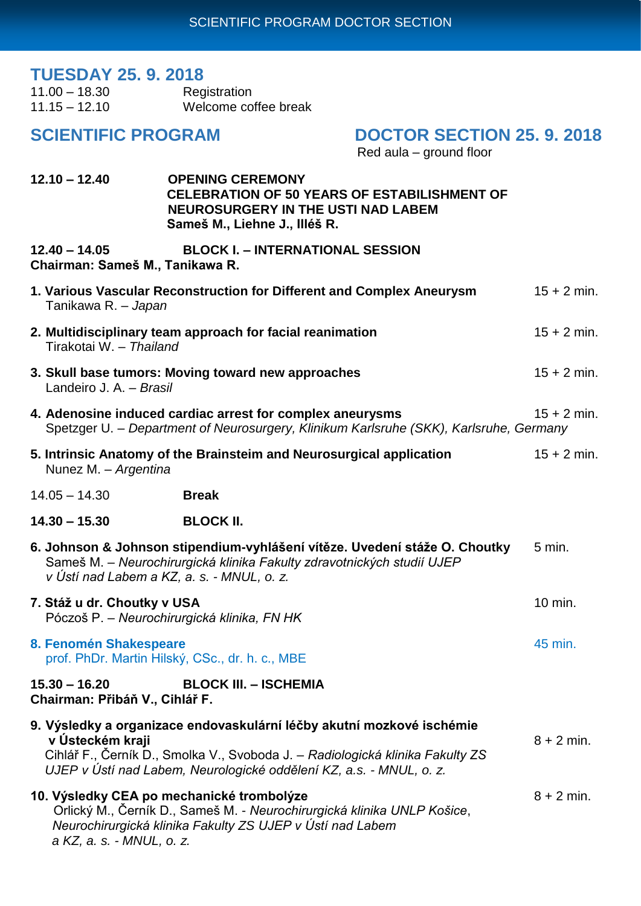SCIENTIFIC PROGRAM DOCTOR SECTION

## TUESDAY 25. 9. 2018

11.00 – 18.30 Registration
11.15 – 12.10 Welcome coffee break

## SCIENTIFIC PROGRAM DOCTOR SECTION 25. 9. 2018

Red aula – ground floor

**12.10 – 12.40 OPENING CEREMONY**
**CELEBRATION OF 50 YEARS OF ESTABILISHMENT OF NEUROSURGERY IN THE USTI NAD LABEM**
**Sameš M., Liehne J., Illéš R.**

**12.40 – 14.05 BLOCK I. – INTERNATIONAL SESSION**
**Chairman: Sameš M., Tanikawa R.**

**1. Various Vascular Reconstruction for Different and Complex Aneurysm** 15 + 2 min.
Tanikawa R. – *Japan*

**2. Multidisciplinary team approach for facial reanimation** 15 + 2 min.
Tirakotai W. – *Thailand*

**3. Skull base tumors: Moving toward new approaches** 15 + 2 min.
Landeiro J. A. – *Brasil*

**4. Adenosine induced cardiac arrest for complex aneurysms** 15 + 2 min.
Spetzger U. – *Department of Neurosurgery, Klinikum Karlsruhe (SKK), Karlsruhe, Germany*

**5. Intrinsic Anatomy of the Brainsteim and Neurosurgical application** 15 + 2 min.
Nunez M. – *Argentina*

14.05 – 14.30 **Break**

**14.30 – 15.30 BLOCK II.**

**6. Johnson & Johnson stipendium-vyhlášení vítěze. Uvedení stáže O. Choutky** 5 min.
Sameš M. – *Neurochirurgická klinika Fakulty zdravotnických studií UJEP v Ústí nad Labem a KZ, a. s. - MNUL, o. z.*

**7. Stáž u dr. Choutky v USA** 10 min.
Póczoš P. – *Neurochirurgická klinika, FN HK*

**8. Fenomén Shakespeare** 45 min.
prof. PhDr. Martin Hilský, CSc., dr. h. c., MBE

**15.30 – 16.20 BLOCK III. – ISCHEMIA**
**Chairman: Přibáň V., Cihlář F.**

**9. Výsledky a organizace endovaskulární léčby akutní mozkové ischémie v Ústeckém kraji** 8 + 2 min.
Cihlář F., Černík D., Smolka V., Svoboda J. – *Radiologická klinika Fakulty ZS UJEP v Ústí nad Labem, Neurologické oddělení KZ, a.s. - MNUL, o. z.*

**10. Výsledky CEA po mechanické trombolýze** 8 + 2 min.
Orlický M., Černík D., Sameš M. - *Neurochirurgická klinika UNLP Košice, Neurochirurgická klinika Fakulty ZS UJEP v Ústí nad Labem a KZ, a. s. - MNUL, o. z.*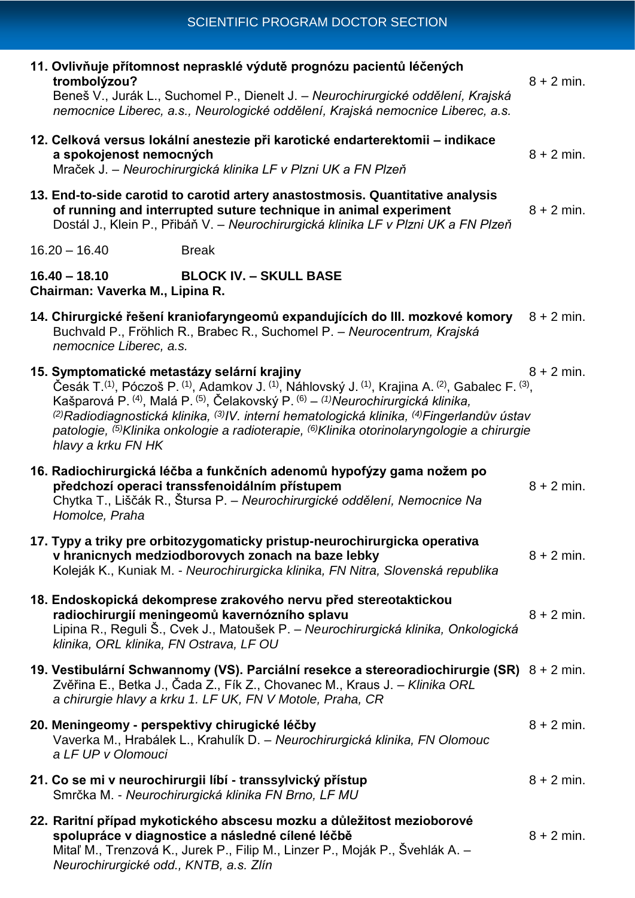**11. Ovlivňuje přítomnost neprasklé výdutě prognózu pacientů léčených trombolýzou?** 8 + 2 min.
Beneš V., Jurák L., Suchomel P., Dienelt J. – *Neurochirurgické oddělení, Krajská nemocnice Liberec, a.s., Neurologické oddělení, Krajská nemocnice Liberec, a.s.*

**12. Celková versus lokální anestezie při karotické endarterektomii – indikace a spokojenost nemocných** 8 + 2 min.
Mraček J. – *Neurochirurgická klinika LF v Plzni UK a FN Plzeň*

**13. End-to-side carotid to carotid artery anastostmosis. Quantitative analysis of running and interrupted suture technique in animal experiment** 8 + 2 min.
Dostál J., Klein P., Přibáň V. – *Neurochirurgická klinika LF v Plzni UK a FN Plzeň*

16.20 – 16.40 Break

**16.40 – 18.10 BLOCK IV. – SKULL BASE**
**Chairman: Vaverka M., Lipina R.**

**14. Chirurgické řešení kraniofaryngeomů expandujících do III. mozkové komory** 8 + 2 min.
Buchvald P., Fröhlich R., Brabec R., Suchomel P. – *Neurocentrum, Krajská nemocnice Liberec, a.s.*

**15. Symptomatické metastázy selární krajiny** 8 + 2 min.
Česák T.[1], Póczoš P. [1], Adamkov J. [1], Náhlovský J. [1], Krajina A. [2], Gabalec F. [3], Kašparová P. [4], Malá P. [5], Čelakovský P. [6] – *[1]Neurochirurgická klinika, [2]Radiodiagnostická klinika, [3]IV. interní hematologická klinika, [4]Fingerlandův ústav patologie, [5]Klinika onkologie a radioterapie, [6]Klinika otorinolaryngologie a chirurgie hlavy a krku FN HK*

**16. Radiochirurgická léčba a funkčních adenomů hypofýzy gama nožem po předchozí operaci transsfenoidálním přístupem** 8 + 2 min.
Chytka T., Liščák R., Štursa P. – *Neurochirurgické oddělení, Nemocnice Na Homolce, Praha*

**17. Typy a triky pre orbitozygomaticky pristup-neurochirurgicka operativa v hranicnych medziodborovych zonach na baze lebky** 8 + 2 min.
Koleják K., Kuniak M. - *Neurochirurgicka klinika, FN Nitra, Slovenská republika*

**18. Endoskopická dekomprese zrakového nervu před stereotaktickou radiochirurgií meningeomů kavernózního splavu** 8 + 2 min.
Lipina R., Reguli Š., Cvek J., Matoušek P. – *Neurochirurgická klinika, Onkologická klinika, ORL klinika, FN Ostrava, LF OU*

**19. Vestibulární Schwannomy (VS). Parciální resekce a stereoradiochirurgie (SR)** 8 + 2 min.
Zvěřina E., Betka J., Čada Z., Fík Z., Chovanec M., Kraus J. – *Klinika ORL a chirurgie hlavy a krku 1. LF UK, FN V Motole, Praha, CR*

**20. Meningeomy - perspektivy chirugické léčby** 8 + 2 min.
Vaverka M., Hrabálek L., Krahulík D. – *Neurochirurgická klinika, FN Olomouc a LF UP v Olomouci*

**21. Co se mi v neurochirurgii líbí - transsylvický přístup** 8 + 2 min.
Smrčka M. - *Neurochirurgická klinika FN Brno, LF MU*

**22. Raritní případ mykotického abscesu mozku a důležitost mezioborové spolupráce v diagnostice a následné cílené léčbě** 8 + 2 min.
Mitaľ M., Trenzová K., Jurek P., Filip M., Linzer P., Moják P., Švehlák A. – *Neurochirurgické odd., KNTB, a.s. Zlín*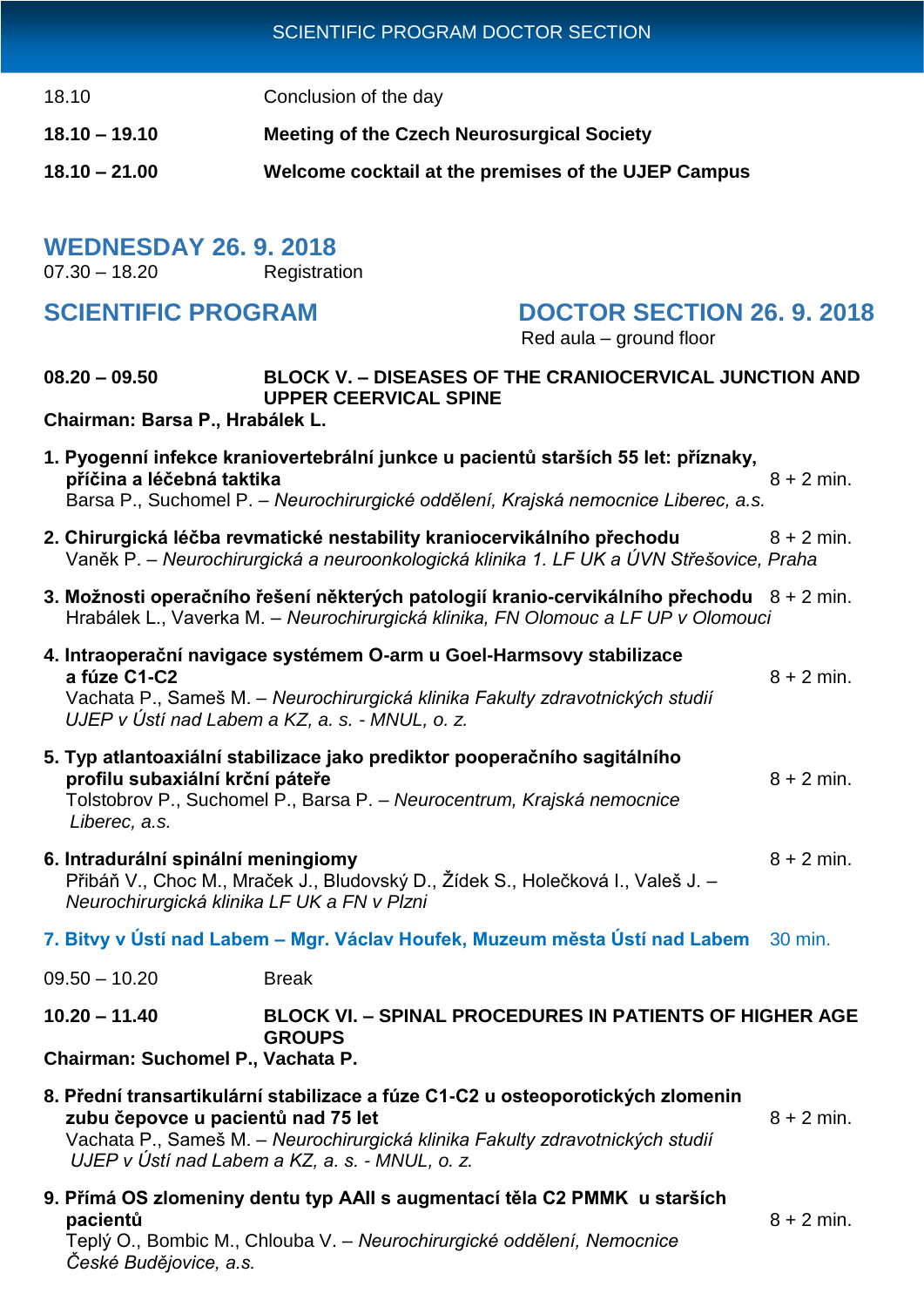18.10 Conclusion of the day

**18.10 – 19.10 Meeting of the Czech Neurosurgical Society**

**18.10 – 21.00 Welcome cocktail at the premises of the UJEP Campus**

## WEDNESDAY 26. 9. 2018

07.30 – 18.20 Registration

## SCIENTIFIC PROGRAM — DOCTOR SECTION 26. 9. 2018

Red aula – ground floor

**08.20 – 09.50 BLOCK V. – DISEASES OF THE CRANIOCERVICAL JUNCTION AND UPPER CEERVICAL SPINE**

**Chairman: Barsa P., Hrabálek L.**

**1. Pyogenní infekce kraniovertebrální junkce u pacientů starších 55 let: příznaky, příčina a léčebná taktika** 8 + 2 min.
Barsa P., Suchomel P. – *Neurochirurgické oddělení, Krajská nemocnice Liberec, a.s.*

**2. Chirurgická léčba revmatické nestability kraniocervikálního přechodu** 8 + 2 min.
Vaněk P. – *Neurochirurgická a neuroonkologická klinika 1. LF UK a ÚVN Střešovice, Praha*

**3. Možnosti operačního řešení některých patologií kranio-cervikálního přechodu** 8 + 2 min.
Hrabálek L., Vaverka M. – *Neurochirurgická klinika, FN Olomouc a LF UP v Olomouci*

**4. Intraoperační navigace systémem O-arm u Goel-Harmsovy stabilizace a fúze C1-C2** 8 + 2 min.
Vachata P., Sameš M. – *Neurochirurgická klinika Fakulty zdravotnických studií UJEP v Ústí nad Labem a KZ, a. s. - MNUL, o. z.*

**5. Typ atlantoaxiální stabilizace jako prediktor pooperačního sagitálního profilu subaxiální krční páteře** 8 + 2 min.
Tolstobrov P., Suchomel P., Barsa P. – *Neurocentrum, Krajská nemocnice Liberec, a.s.*

**6. Intradurální spinální meningiomy** 8 + 2 min.
Přibáň V., Choc M., Mraček J., Bludovský D., Žídek S., Holečková I., Valeš J. – *Neurochirurgická klinika LF UK a FN v Plzni*

**7. Bitvy v Ústí nad Labem – Mgr. Václav Houfek, Muzeum města Ústí nad Labem** 30 min.

09.50 – 10.20 Break

**10.20 – 11.40 BLOCK VI. – SPINAL PROCEDURES IN PATIENTS OF HIGHER AGE GROUPS**

**Chairman: Suchomel P., Vachata P.**

**8. Přední transartikulární stabilizace a fúze C1-C2 u osteoporotických zlomenin zubu čepovce u pacientů nad 75 let** 8 + 2 min.
Vachata P., Sameš M. – *Neurochirurgická klinika Fakulty zdravotnických studií UJEP v Ústí nad Labem a KZ, a. s. - MNUL, o. z.*

**9. Přímá OS zlomeniny dentu typ AAII s augmentací těla C2 PMMK u starších pacientů** 8 + 2 min.
Teplý O., Bombic M., Chlouba V. – *Neurochirurgické oddělení, Nemocnice České Budějovice, a.s.*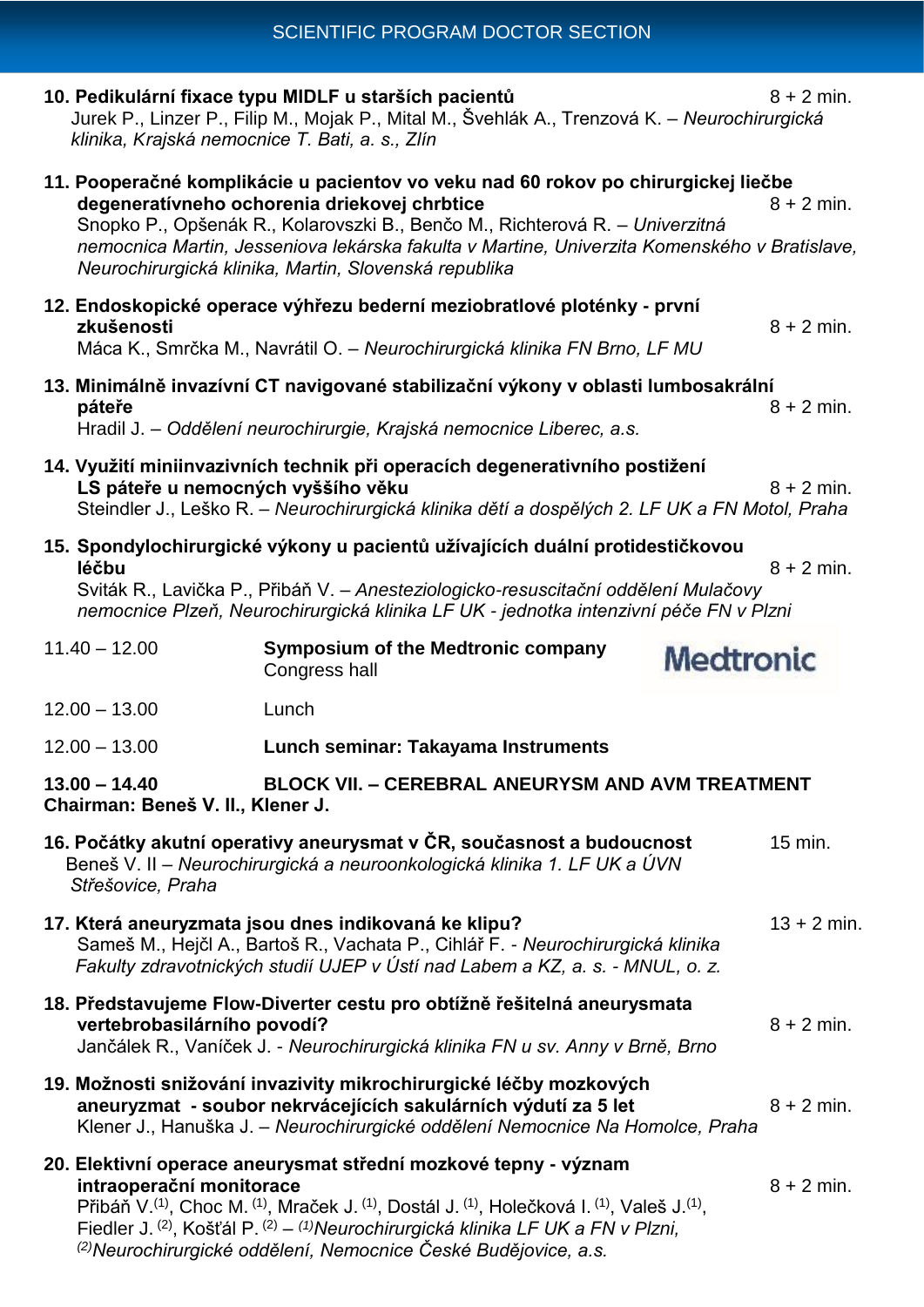## SCIENTIFIC PROGRAM DOCTOR SECTION

**10. Pedikulární fixace typu MIDLF u starších pacientů** 8 + 2 min.
Jurek P., Linzer P., Filip M., Mojak P., Mital M., Švehlák A., Trenzová K. – *Neurochirurgická klinika, Krajská nemocnice T. Bati, a. s., Zlín*

**11. Pooperačné komplikácie u pacientov vo veku nad 60 rokov po chirurgickej liečbe degeneratívneho ochorenia driekovej chrbtice** 8 + 2 min.
Snopko P., Opšenák R., Kolarovszki B., Benčo M., Richterová R. – *Univerzitná nemocnica Martin, Jesseniova lekárska fakulta v Martine, Univerzita Komenského v Bratislave, Neurochirurgická klinika, Martin, Slovenská republika*

**12. Endoskopické operace výhřezu bederní meziobratlové ploténky - první zkušenosti** 8 + 2 min.
Máca K., Smrčka M., Navrátil O. – *Neurochirurgická klinika FN Brno, LF MU*

**13. Minimálně invazivní CT navigované stabilizační výkony v oblasti lumbosakrální páteře** 8 + 2 min.
Hradil J. – *Oddělení neurochirurgie, Krajská nemocnice Liberec, a.s.*

**14. Využití miniinvazivních technik při operacích degenerativního postižení LS páteře u nemocných vyššího věku** 8 + 2 min.
Steindler J., Leško R. – *Neurochirurgická klinika dětí a dospělých 2. LF UK a FN Motol, Praha*

**15. Spondylochirurgické výkony u pacientů užívajících duální protidestičkovou léčbu** 8 + 2 min.
Sviták R., Lavička P., Přibáň V. – *Anesteziologicko-resuscitační oddělení Mulačovy nemocnice Plzeň, Neurochirurgická klinika LF UK - jednotka intenzivní péče FN v Plzni*

11.40 – 12.00 **Symposium of the Medtronic company**
Congress hall
Medtronic

12.00 – 13.00 Lunch

12.00 – 13.00 **Lunch seminar: Takayama Instruments**

### 13.00 – 14.40 BLOCK VII. – CEREBRAL ANEURYSM AND AVM TREATMENT

**Chairman: Beneš V. II., Klener J.**

**16. Počátky akutní operativy aneurysmat v ČR, současnost a budoucnost** 15 min.
Beneš V. II – *Neurochirurgická a neuroonkologická klinika 1. LF UK a ÚVN Střešovice, Praha*

**17. Která aneuryzmata jsou dnes indikovaná ke klipu?** 13 + 2 min.
Sameš M., Hejčl A., Bartoš R., Vachata P., Cihlář F. - *Neurochirurgická klinika Fakulty zdravotnických studií UJEP v Ústí nad Labem a KZ, a. s. - MNUL, o. z.*

**18. Představujeme Flow-Diverter cestu pro obtížně řešitelná aneurysmata vertebrobasilárního povodí?** 8 + 2 min.
Jančálek R., Vaníček J. - *Neurochirurgická klinika FN u sv. Anny v Brně, Brno*

**19. Možnosti snižování invazivity mikrochirurgické léčby mozkových aneuryzmat - soubor nekrvácejících sakulárních výdutí za 5 let** 8 + 2 min.
Klener J., Hanuška J. – *Neurochirurgické oddělení Nemocnice Na Homolce, Praha*

**20. Elektivní operace aneurysmat střední mozkové tepny - význam intraoperační monitorace** 8 + 2 min.
Přibáň V.[1], Choc M. [1], Mraček J. [1], Dostál J. [1], Holečková I. [1], Valeš J.[1], Fiedler J. [2], Košťál P. [2] – [1]*Neurochirurgická klinika LF UK a FN v Plzni,* [2]*Neurochirurgické oddělení, Nemocnice České Budějovice, a.s.*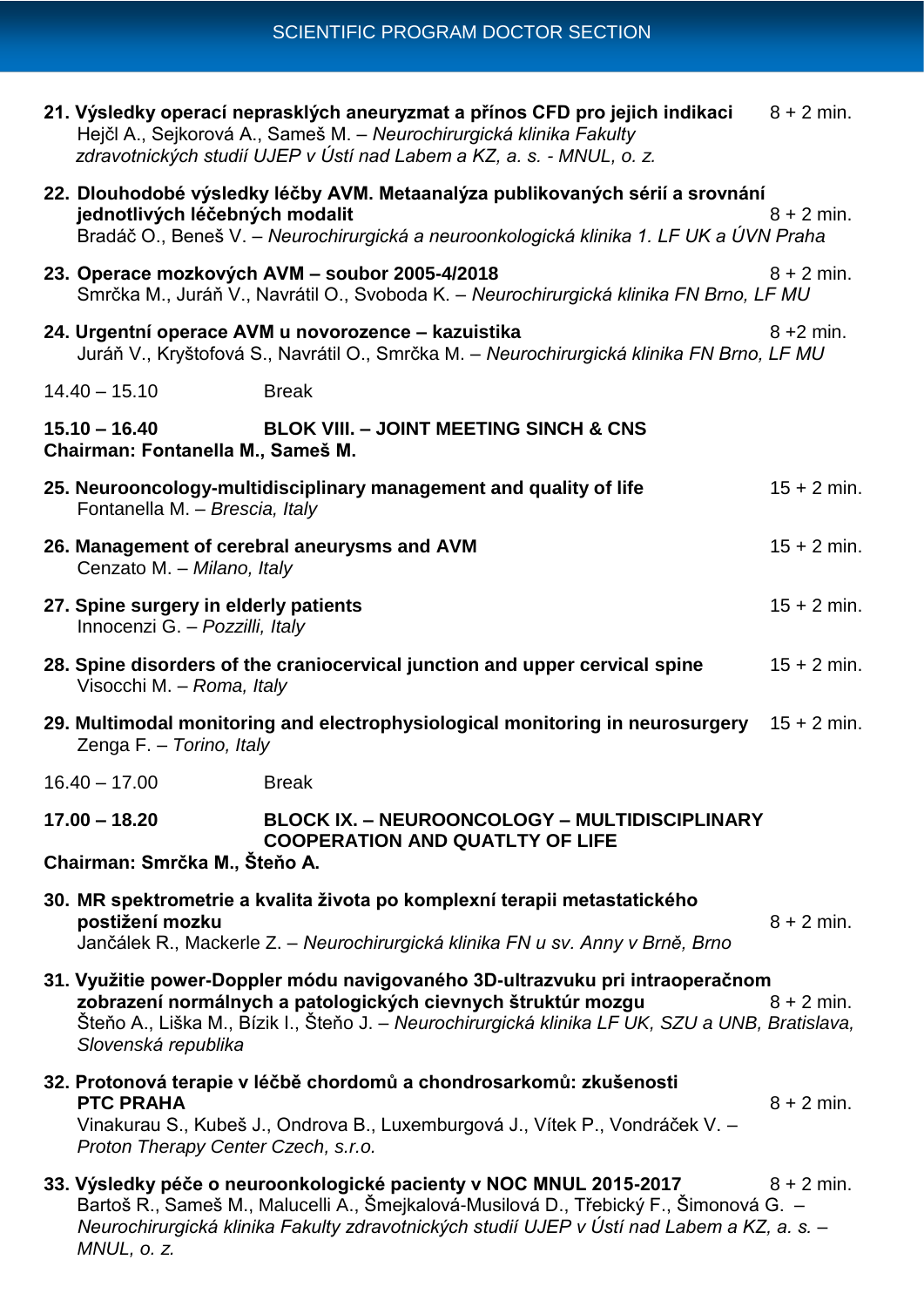**21. Výsledky operací neprasklých aneuryzmat a přínos CFD pro jejich indikaci** 8 + 2 min.
Hejčl A., Sejkorová A., Sameš M. – *Neurochirurgická klinika Fakulty zdravotnických studií UJEP v Ústí nad Labem a KZ, a. s. - MNUL, o. z.*

**22. Dlouhodobé výsledky léčby AVM. Metaanalýza publikovaných sérií a srovnání jednotlivých léčebných modalit** 8 + 2 min.
Bradáč O., Beneš V. – *Neurochirurgická a neuroonkologická klinika 1. LF UK a ÚVN Praha*

**23. Operace mozkových AVM – soubor 2005-4/2018** 8 + 2 min.
Smrčka M., Juráň V., Navrátil O., Svoboda K. – *Neurochirurgická klinika FN Brno, LF MU*

**24. Urgentní operace AVM u novorozence – kazuistika** 8 +2 min.
Juráň V., Kryštofová S., Navrátil O., Smrčka M. – *Neurochirurgická klinika FN Brno, LF MU*

14.40 – 15.10 Break

**15.10 – 16.40 BLOK VIII. – JOINT MEETING SINCH & CNS**
**Chairman: Fontanella M., Sameš M.**

**25. Neurooncology-multidisciplinary management and quality of life** 15 + 2 min.
Fontanella M. – *Brescia, Italy*

**26. Management of cerebral aneurysms and AVM** 15 + 2 min.
Cenzato M. – *Milano, Italy*

**27. Spine surgery in elderly patients** 15 + 2 min.
Innocenzi G. – *Pozzilli, Italy*

**28. Spine disorders of the craniocervical junction and upper cervical spine** 15 + 2 min.
Visocchi M. – *Roma, Italy*

**29. Multimodal monitoring and electrophysiological monitoring in neurosurgery** 15 + 2 min.
Zenga F. – *Torino, Italy*

16.40 – 17.00 Break

**17.00 – 18.20 BLOCK IX. – NEUROONCOLOGY – MULTIDISCIPLINARY COOPERATION AND QUATLTY OF LIFE**
**Chairman: Smrčka M., Šteňo A.**

**30. MR spektrometrie a kvalita života po komplexní terapii metastatického postižení mozku** 8 + 2 min.
Jančálek R., Mackerle Z. – *Neurochirurgická klinika FN u sv. Anny v Brně, Brno*

**31. Využitie power-Doppler módu navigovaného 3D-ultrazvuku pri intraoperačnom zobrazení normálnych a patologických cievnych štruktúr mozgu** 8 + 2 min.
Šteňo A., Liška M., Bízik I., Šteňo J. – *Neurochirurgická klinika LF UK, SZU a UNB, Bratislava, Slovenská republika*

**32. Protonová terapie v léčbě chordomů a chondrosarkomů: zkušenosti PTC PRAHA** 8 + 2 min.
Vinakurau S., Kubeš J., Ondrova B., Luxemburgová J., Vítek P., Vondráček V. – *Proton Therapy Center Czech, s.r.o.*

**33. Výsledky péče o neuroonkologické pacienty v NOC MNUL 2015-2017** 8 + 2 min.
Bartoš R., Sameš M., Malucelli A., Šmejkalová-Musilová D., Třebický F., Šimonová G. – *Neurochirurgická klinika Fakulty zdravotnických studií UJEP v Ústí nad Labem a KZ, a. s. – MNUL, o. z.*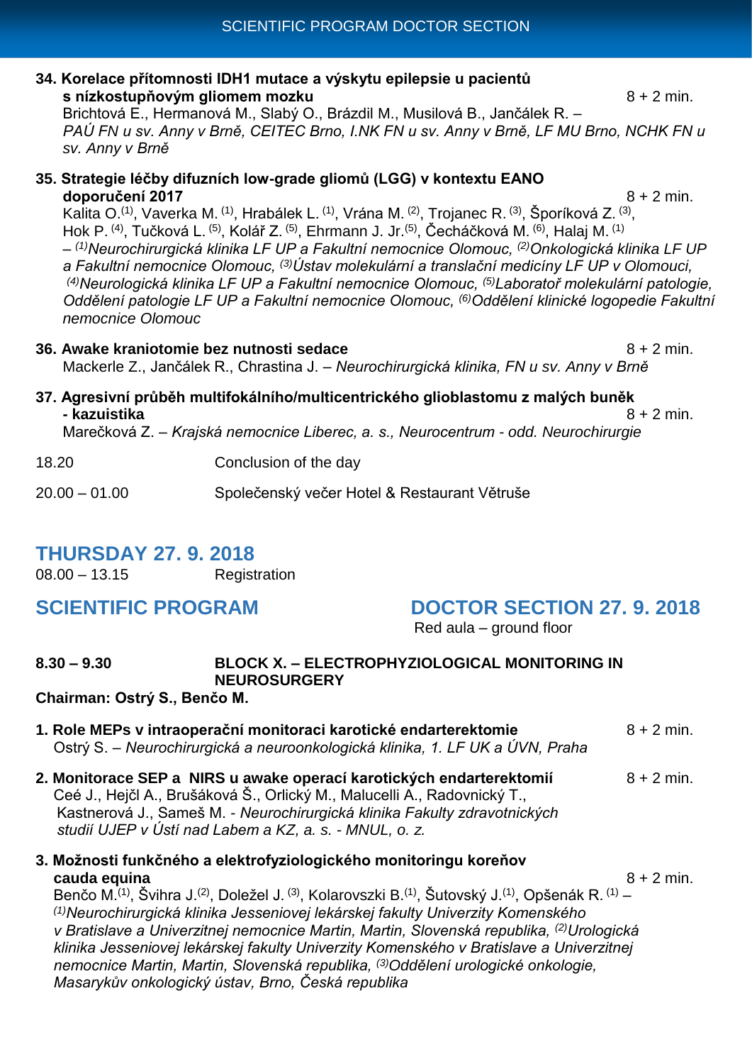**34. Korelace přítomnosti IDH1 mutace a výskytu epilepsie u pacientů s nízkostupňovým gliomem mozku** 8 + 2 min.
Brichtová E., Hermanová M., Slabý O., Brázdil M., Musilová B., Jančálek R. – *PAÚ FN u sv. Anny v Brně, CEITEC Brno, I.NK FN u sv. Anny v Brně, LF MU Brno, NCHK FN u sv. Anny v Brně*

**35. Strategie léčby difuzních low-grade gliomů (LGG) v kontextu EANO doporučení 2017** 8 + 2 min.
Kalita O.[1], Vaverka M. [1], Hrabálek L. [1], Vrána M. [2], Trojanec R. [3], Šporíková Z. [3], Hok P. [4], Tučková L. [5], Kolář Z. [5], Ehrmann J. Jr.[5], Čecháčková M. [6], Halaj M. [1] – *[1]Neurochirurgická klinika LF UP a Fakultní nemocnice Olomouc, [2]Onkologická klinika LF UP a Fakultní nemocnice Olomouc, [3]Ústav molekulární a translační medicíny LF UP v Olomouci, [4]Neurologická klinika LF UP a Fakultní nemocnice Olomouc, [5]Laboratoř molekulární patologie, Oddělení patologie LF UP a Fakultní nemocnice Olomouc, [6]Oddělení klinické logopedie Fakultní nemocnice Olomouc*

**36. Awake kraniotomie bez nutnosti sedace** 8 + 2 min.
Mackerle Z., Jančálek R., Chrastina J. – *Neurochirurgická klinika, FN u sv. Anny v Brně*

**37. Agresivní průběh multifokálního/multicentrického glioblastomu z malých buněk - kazuistika** 8 + 2 min.
Marečková Z. – *Krajská nemocnice Liberec, a. s., Neurocentrum - odd. Neurochirurgie*

18.20 Conclusion of the day

20.00 – 01.00 Společenský večer Hotel & Restaurant Větruše

## THURSDAY 27. 9. 2018

08.00 – 13.15 Registration

## SCIENTIFIC PROGRAM — DOCTOR SECTION 27. 9. 2018

Red aula – ground floor

**8.30 – 9.30 BLOCK X. – ELECTROPHYZIOLOGICAL MONITORING IN NEUROSURGERY**

**Chairman: Ostrý S., Benčo M.**

**1. Role MEPs v intraoperační monitoraci karotické endarterektomie** 8 + 2 min.
Ostrý S. – *Neurochirurgická a neuroonkologická klinika, 1. LF UK a ÚVN, Praha*

**2. Monitorace SEP a NIRS u awake operací karotických endarterektomií** 8 + 2 min.
Ceé J., Hejčl A., Brušáková Š., Orlický M., Malucelli A., Radovnický T., Kastnerová J., Sameš M. - *Neurochirurgická klinika Fakulty zdravotnických studií UJEP v Ústí nad Labem a KZ, a. s. - MNUL, o. z.*

**3. Možnosti funkčného a elektrofyziologického monitoringu koreňov cauda equina** 8 + 2 min.
Benčo M.[1], Švihra J.[2], Doležel J. [3], Kolarovszki B.[1], Šutovský J.[1], Opšenák R. [1] – *[1]Neurochirurgická klinika Jesseniovej lekárskej fakulty Univerzity Komenského v Bratislave a Univerzitnej nemocnice Martin, Martin, Slovenská republika, [2]Urologická klinika Jesseniovej lekárskej fakulty Univerzity Komenského v Bratislave a Univerzitnej nemocnice Martin, Martin, Slovenská republika, [3]Oddělení urologické onkologie, Masarykův onkologický ústav, Brno, Česká republika*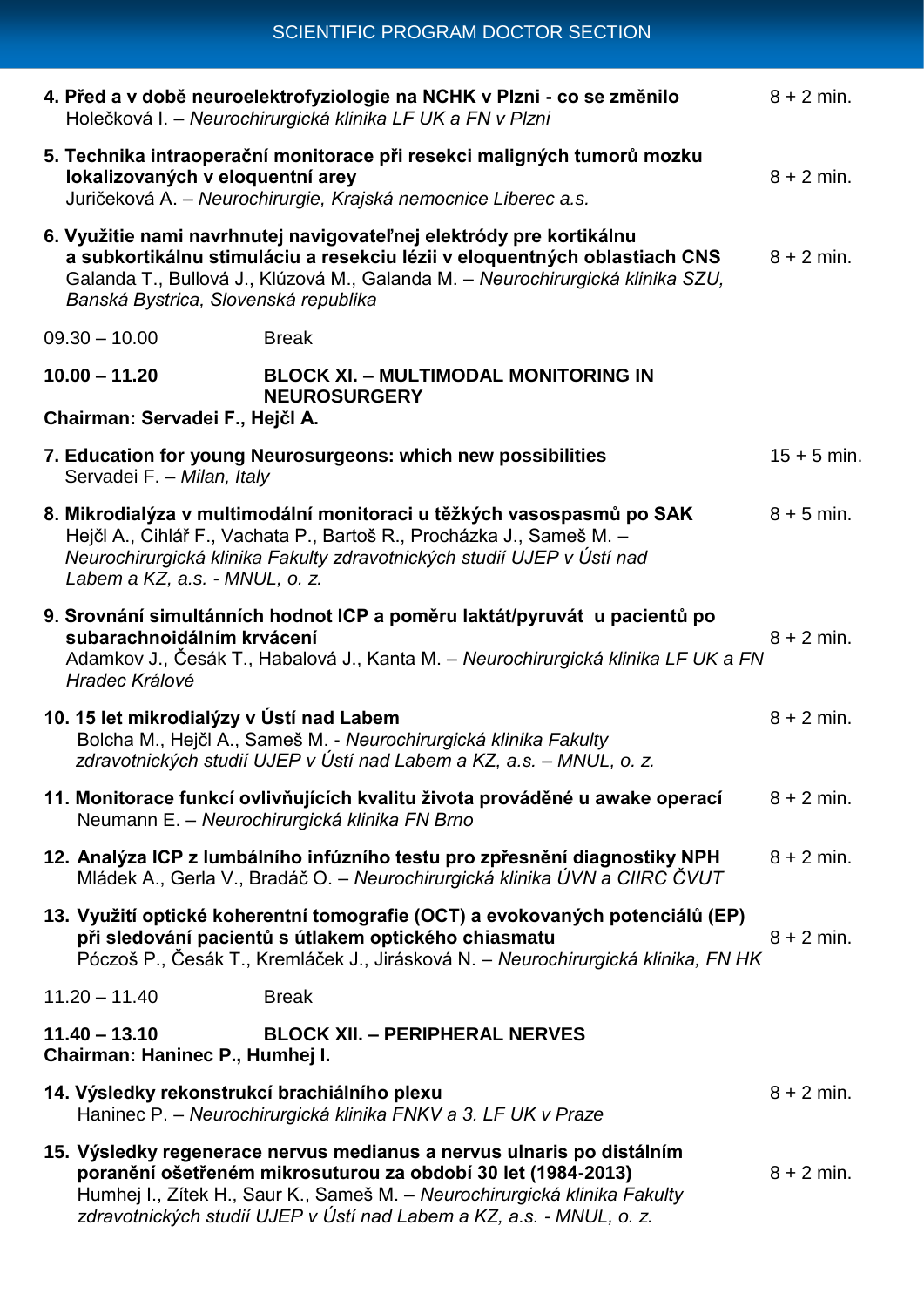## SCIENTIFIC PROGRAM DOCTOR SECTION

**4. Před a v době neuroelektrofyziologie na NCHK v Plzni - co se změnilo** — 8 + 2 min.
Holečková I. – *Neurochirurgická klinika LF UK a FN v Plzni*

**5. Technika intraoperační monitorace při resekci maligných tumorů mozku lokalizovaných v eloquentní arey** — 8 + 2 min.
Juričeková A. – *Neurochirurgie, Krajská nemocnice Liberec a.s.*

**6. Využitie nami navrhnutej navigovateľnej elektródy pre kortikálnu a subkortikálnu stimuláciu a resekciu lézii v eloquentných oblastiach CNS** — 8 + 2 min.
Galanda T., Bullová J., Klúzová M., Galanda M. – *Neurochirurgická klinika SZU, Banská Bystrica, Slovenská republika*

09.30 – 10.00 Break

**10.00 – 11.20 BLOCK XI. – MULTIMODAL MONITORING IN NEUROSURGERY**

**Chairman: Servadei F., Hejčl A.**

**7. Education for young Neurosurgeons: which new possibilities** — 15 + 5 min.
Servadei F. – *Milan, Italy*

**8. Mikrodialýza v multimodální monitoraci u těžkých vasospasmů po SAK** — 8 + 5 min.
Hejčl A., Cihlář F., Vachata P., Bartoš R., Procházka J., Sameš M. – *Neurochirurgická klinika Fakulty zdravotnických studií UJEP v Ústí nad Labem a KZ, a.s. - MNUL, o. z.*

**9. Srovnání simultánních hodnot ICP a poměru laktát/pyruvát u pacientů po subarachnoidálním krvácení** — 8 + 2 min.
Adamkov J., Česák T., Habalová J., Kanta M. – *Neurochirurgická klinika LF UK a FN Hradec Králové*

**10. 15 let mikrodialýzy v Ústí nad Labem** — 8 + 2 min.
Bolcha M., Hejčl A., Sameš M. - *Neurochirurgická klinika Fakulty zdravotnických studií UJEP v Ústí nad Labem a KZ, a.s. – MNUL, o. z.*

**11. Monitorace funkcí ovlivňujících kvalitu života prováděné u awake operací** — 8 + 2 min.
Neumann E. – *Neurochirurgická klinika FN Brno*

**12. Analýza ICP z lumbálního infúzního testu pro zpřesnění diagnostiky NPH** — 8 + 2 min.
Mládek A., Gerla V., Bradáč O. – *Neurochirurgická klinika ÚVN a CIIRC ČVUT*

**13. Využití optické koherentní tomografie (OCT) a evokovaných potenciálů (EP) při sledování pacientů s útlakem optického chiasmatu** — 8 + 2 min.
Póczoš P., Česák T., Kremláček J., Jirásková N. – *Neurochirurgická klinika, FN HK*

11.20 – 11.40 Break

**11.40 – 13.10 BLOCK XII. – PERIPHERAL NERVES**

**Chairman: Haninec P., Humhej I.**

**14. Výsledky rekonstrukcí brachiálního plexu** — 8 + 2 min.
Haninec P. – *Neurochirurgická klinika FNKV a 3. LF UK v Praze*

**15. Výsledky regenerace nervus medianus a nervus ulnaris po distálním poranění ošetřeném mikrosuturou za období 30 let (1984-2013)** — 8 + 2 min.
Humhej I., Zítek H., Saur K., Sameš M. – *Neurochirurgická klinika Fakulty zdravotnických studií UJEP v Ústí nad Labem a KZ, a.s. - MNUL, o. z.*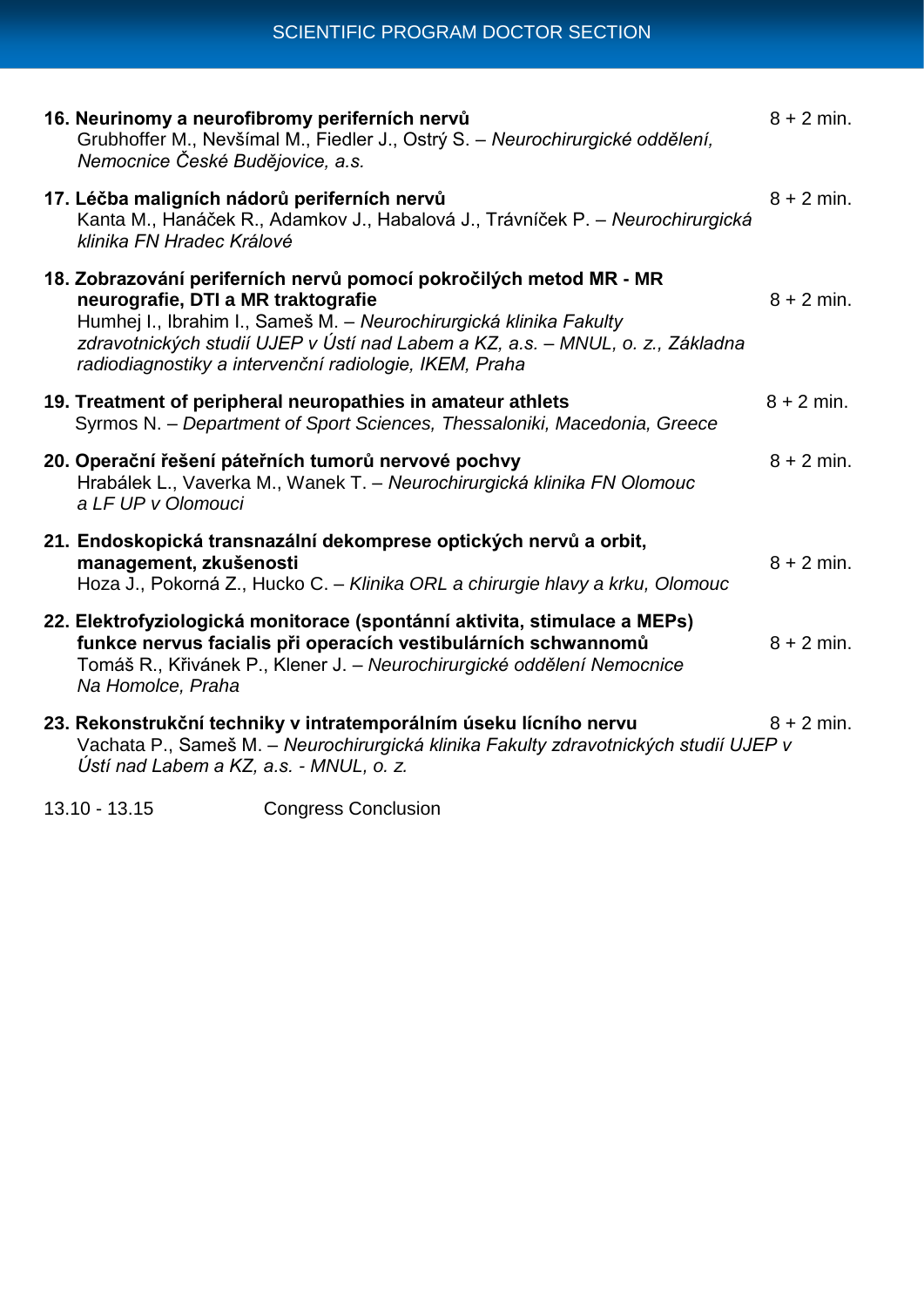**16. Neurinomy a neurofibromy periferních nervů** 8 + 2 min.
Grubhoffer M., Nevšímal M., Fiedler J., Ostrý S. – *Neurochirurgické oddělení, Nemocnice České Budějovice, a.s.*

**17. Léčba maligních nádorů periferních nervů** 8 + 2 min.
Kanta M., Hanáček R., Adamkov J., Habalová J., Trávníček P. – *Neurochirurgická klinika FN Hradec Králové*

**18. Zobrazování periferních nervů pomocí pokročilých metod MR - MR neurografie, DTI a MR traktografie** 8 + 2 min.
Humhej I., Ibrahim I., Sameš M. – *Neurochirurgická klinika Fakulty zdravotnických studií UJEP v Ústí nad Labem a KZ, a.s. – MNUL, o. z., Základna radiodiagnostiky a intervenční radiologie, IKEM, Praha*

**19. Treatment of peripheral neuropathies in amateur athlets** 8 + 2 min.
Syrmos N. – *Department of Sport Sciences, Thessaloniki, Macedonia, Greece*

**20. Operační řešení páteřních tumorů nervové pochvy** 8 + 2 min.
Hrabálek L., Vaverka M., Wanek T. – *Neurochirurgická klinika FN Olomouc a LF UP v Olomouci*

**21. Endoskopická transnazální dekomprese optických nervů a orbit, management, zkušenosti** 8 + 2 min.
Hoza J., Pokorná Z., Hucko C. – *Klinika ORL a chirurgie hlavy a krku, Olomouc*

**22. Elektrofyziologická monitorace (spontánní aktivita, stimulace a MEPs) funkce nervus facialis při operacích vestibulárních schwannomů** 8 + 2 min.
Tomáš R., Křivánek P., Klener J. – *Neurochirurgické oddělení Nemocnice Na Homolce, Praha*

**23. Rekonstrukční techniky v intratemporálním úseku lícního nervu** 8 + 2 min.
Vachata P., Sameš M. – *Neurochirurgická klinika Fakulty zdravotnických studií UJEP v Ústí nad Labem a KZ, a.s. - MNUL, o. z.*

13.10 - 13.15 Congress Conclusion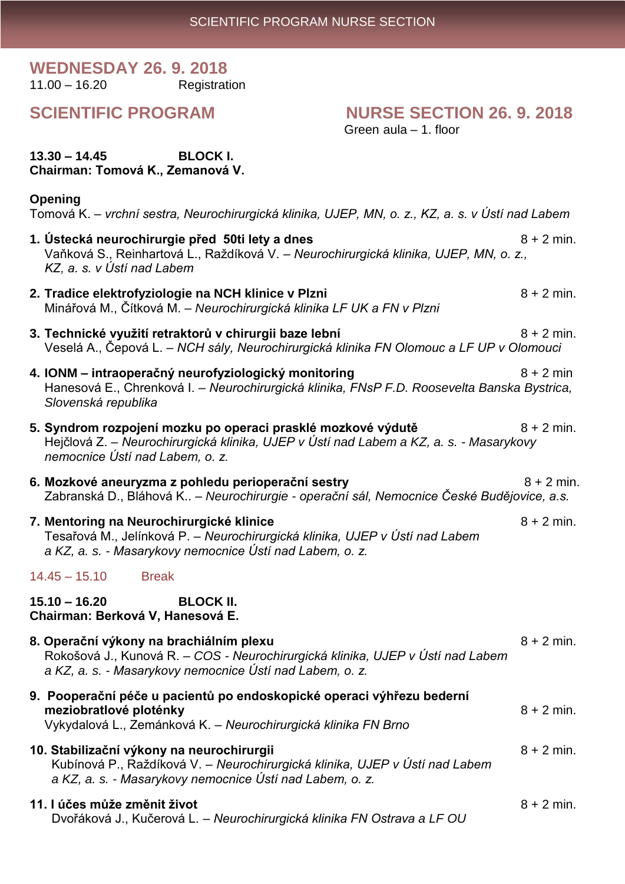# WEDNESDAY 26. 9. 2018

11.00 – 16.20 Registration

## SCIENTIFIC PROGRAM

## NURSE SECTION 26. 9. 2018

Green aula – 1. floor

**13.30 – 14.45 BLOCK I.**
**Chairman: Tomová K., Zemanová V.**

**Opening**
Tomová K. – *vrchní sestra, Neurochirurgická klinika, UJEP, MN, o. z., KZ, a. s. v Ústí nad Labem*

1. **Ústecká neurochirurgie před 50ti lety a dnes** 8 + 2 min.
   Vaňková S., Reinhartová L., Raždíková V. – *Neurochirurgická klinika, UJEP, MN, o. z., KZ, a. s. v Ústí nad Labem*

2. **Tradice elektrofyziologie na NCH klinice v Plzni** 8 + 2 min.
   Minářová M., Čítková M. – *Neurochirurgická klinika LF UK a FN v Plzni*

3. **Technické využití retraktorů v chirurgii baze lební** 8 + 2 min.
   Veselá A., Čepová L. – *NCH sály, Neurochirurgická klinika FN Olomouc a LF UP v Olomouci*

4. **IONM – intraoperačný neurofyziologický monitoring** 8 + 2 min
   Hanesová E., Chrenková I. – *Neurochirurgická klinika, FNsP F.D. Roosevelta Banska Bystrica, Slovenská republika*

5. **Syndrom rozpojení mozku po operaci prasklé mozkové výdutě** 8 + 2 min.
   Hejčlová Z. – *Neurochirurgická klinika, UJEP v Ústí nad Labem a KZ, a. s. - Masarykovy nemocnice Ústí nad Labem, o. z.*

6. **Mozkové aneuryzma z pohledu perioperační sestry** 8 + 2 min.
   Zabranská D., Bláhová K.. – *Neurochirurgie - operační sál, Nemocnice České Budějovice, a.s.*

7. **Mentoring na Neurochirurgické klinice** 8 + 2 min.
   Tesařová M., Jelínková P. – *Neurochirurgická klinika, UJEP v Ústí nad Labem a KZ, a. s. - Masarykovy nemocnice Ústí nad Labem, o. z.*

14.45 – 15.10 Break

**15.10 – 16.20 BLOCK II.**
**Chairman: Berková V, Hanesová E.**

8. **Operační výkony na brachiálním plexu** 8 + 2 min.
   Rokošová J., Kunová R. – *COS - Neurochirurgická klinika, UJEP v Ústí nad Labem a KZ, a. s. - Masarykovy nemocnice Ústí nad Labem, o. z.*

9. **Pooperační péče u pacientů po endoskopické operaci výhřezu bederní meziobratlové ploténky** 8 + 2 min.
   Vykydalová L., Zemánková K. – *Neurochirurgická klinika FN Brno*

10. **Stabilizační výkony na neurochirurgii** 8 + 2 min.
    Kubínová P., Raždíková V. – *Neurochirurgická klinika, UJEP v Ústí nad Labem a KZ, a. s. - Masarykovy nemocnice Ústí nad Labem, o. z.*

11. **I účes může změnit život** 8 + 2 min.
    Dvořáková J., Kučerová L. – *Neurochirurgická klinika FN Ostrava a LF OU*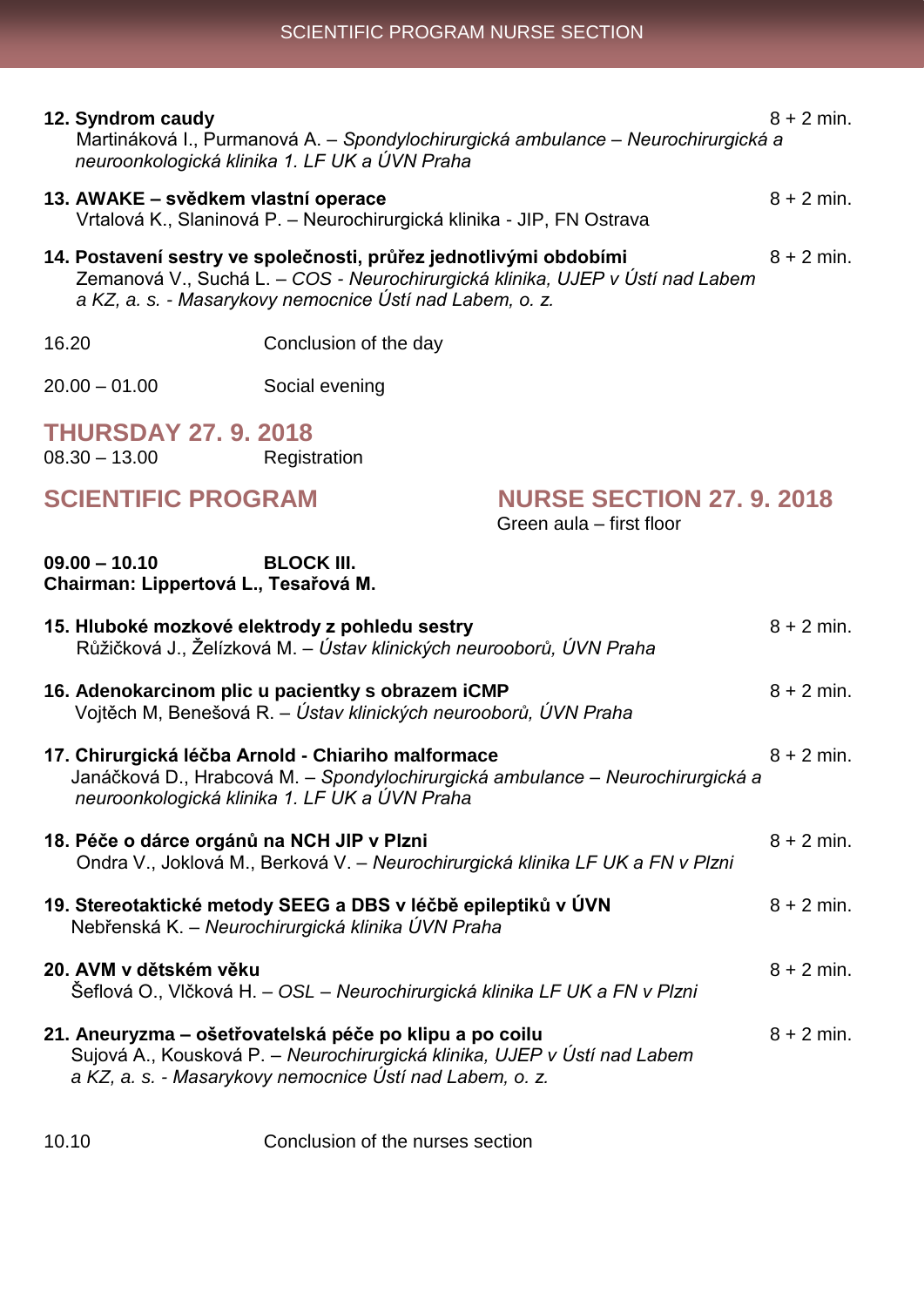**12. Syndrom caudy** 8 + 2 min.
Martináková I., Purmanová A. – *Spondylochirurgická ambulance – Neurochirurgická a neuroonkologická klinika 1. LF UK a ÚVN Praha*

**13. AWAKE – svědkem vlastní operace** 8 + 2 min.
Vrtalová K., Slaninová P. – Neurochirurgická klinika - JIP, FN Ostrava

**14. Postavení sestry ve společnosti, průřez jednotlivými obdobími** 8 + 2 min.
Zemanová V., Suchá L. – *COS - Neurochirurgická klinika, UJEP v Ústí nad Labem a KZ, a. s. - Masarykovy nemocnice Ústí nad Labem, o. z.*

16.20 Conclusion of the day

20.00 – 01.00 Social evening

## THURSDAY 27. 9. 2018

08.30 – 13.00 Registration

## SCIENTIFIC PROGRAM

## NURSE SECTION 27. 9. 2018

Green aula – first floor

**09.00 – 10.10 BLOCK III.**
**Chairman: Lippertová L., Tesařová M.**

**15. Hluboké mozkové elektrody z pohledu sestry** 8 + 2 min.
Růžičková J., Želízková M. – *Ústav klinických neurooborů, ÚVN Praha*

**16. Adenokarcinom plic u pacientky s obrazem iCMP** 8 + 2 min.
Vojtěch M, Benešová R. – *Ústav klinických neurooborů, ÚVN Praha*

**17. Chirurgická léčba Arnold - Chiariho malformace** 8 + 2 min.
Janáčková D., Hrabcová M. – *Spondylochirurgická ambulance – Neurochirurgická a neuroonkologická klinika 1. LF UK a ÚVN Praha*

**18. Péče o dárce orgánů na NCH JIP v Plzni** 8 + 2 min.
Ondra V., Joklová M., Berková V. – *Neurochirurgická klinika LF UK a FN v Plzni*

**19. Stereotaktické metody SEEG a DBS v léčbě epileptiků v ÚVN** 8 + 2 min.
Nebřenská K. – *Neurochirurgická klinika ÚVN Praha*

**20. AVM v dětském věku** 8 + 2 min.
Šeflová O., Vlčková H. – *OSL – Neurochirurgická klinika LF UK a FN v Plzni*

**21. Aneuryzma – ošetřovatelská péče po klipu a po coilu** 8 + 2 min.
Sujová A., Kousková P. – *Neurochirurgická klinika, UJEP v Ústí nad Labem a KZ, a. s. - Masarykovy nemocnice Ústí nad Labem, o. z.*

10.10 Conclusion of the nurses section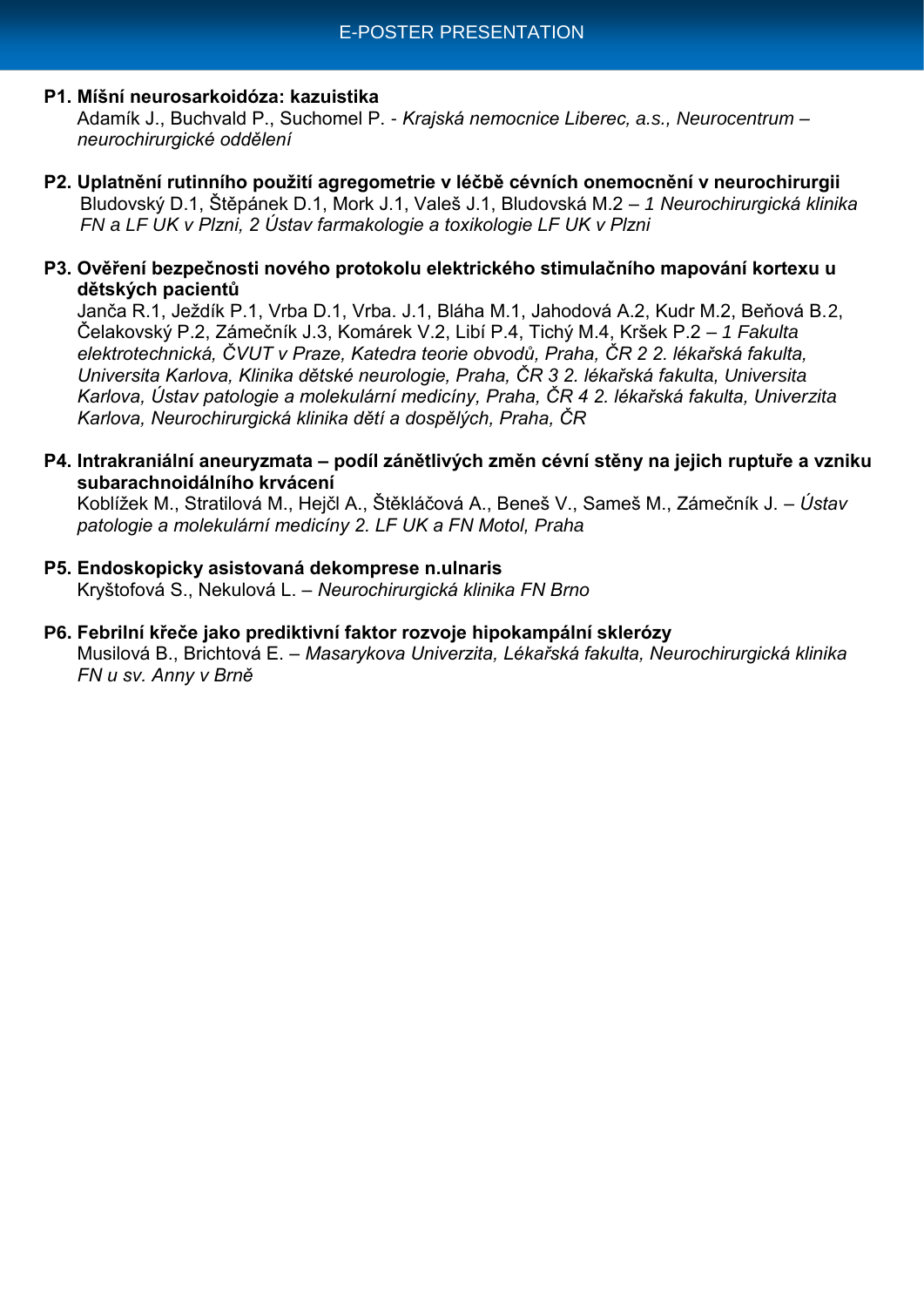# E-POSTER PRESENTATION

**P1. Míšní neurosarkoidóza: kazuistika**
Adamík J., Buchvald P., Suchomel P. - *Krajská nemocnice Liberec, a.s., Neurocentrum – neurochirurgické oddělení*

**P2. Uplatnění rutinního použití agregometrie v léčbě cévních onemocnění v neurochirurgii**
Bludovský D.1, Štěpánek D.1, Mork J.1, Valeš J.1, Bludovská M.2 – *1 Neurochirurgická klinika FN a LF UK v Plzni, 2 Ústav farmakologie a toxikologie LF UK v Plzni*

**P3. Ověření bezpečnosti nového protokolu elektrického stimulačního mapování kortexu u dětských pacientů**
Janča R.1, Ježdík P.1, Vrba D.1, Vrba. J.1, Bláha M.1, Jahodová A.2, Kudr M.2, Beňová B.2, Čelakovský P.2, Zámečník J.3, Komárek V.2, Libí P.4, Tichý M.4, Kršek P.2 – *1 Fakulta elektrotechnická, ČVUT v Praze, Katedra teorie obvodů, Praha, ČR 2 2. lékařská fakulta, Universita Karlova, Klinika dětské neurologie, Praha, ČR 3 2. lékařská fakulta, Universita Karlova, Ústav patologie a molekulární medicíny, Praha, ČR 4 2. lékařská fakulta, Univerzita Karlova, Neurochirurgická klinika dětí a dospělých, Praha, ČR*

**P4. Intrakraniální aneuryzmata – podíl zánětlivých změn cévní stěny na jejich ruptuře a vzniku subarachnoidálního krvácení**
Koblížek M., Stratilová M., Hejčl A., Štěkláčová A., Beneš V., Sameš M., Zámečník J. – *Ústav patologie a molekulární medicíny 2. LF UK a FN Motol, Praha*

**P5. Endoskopicky asistovaná dekomprese n.ulnaris**
Kryštofová S., Nekulová L. – *Neurochirurgická klinika FN Brno*

**P6. Febrilní křeče jako prediktivní faktor rozvoje hipokampální sklerózy**
Musilová B., Brichtová E. – *Masarykova Univerzita, Lékařská fakulta, Neurochirurgická klinika FN u sv. Anny v Brně*